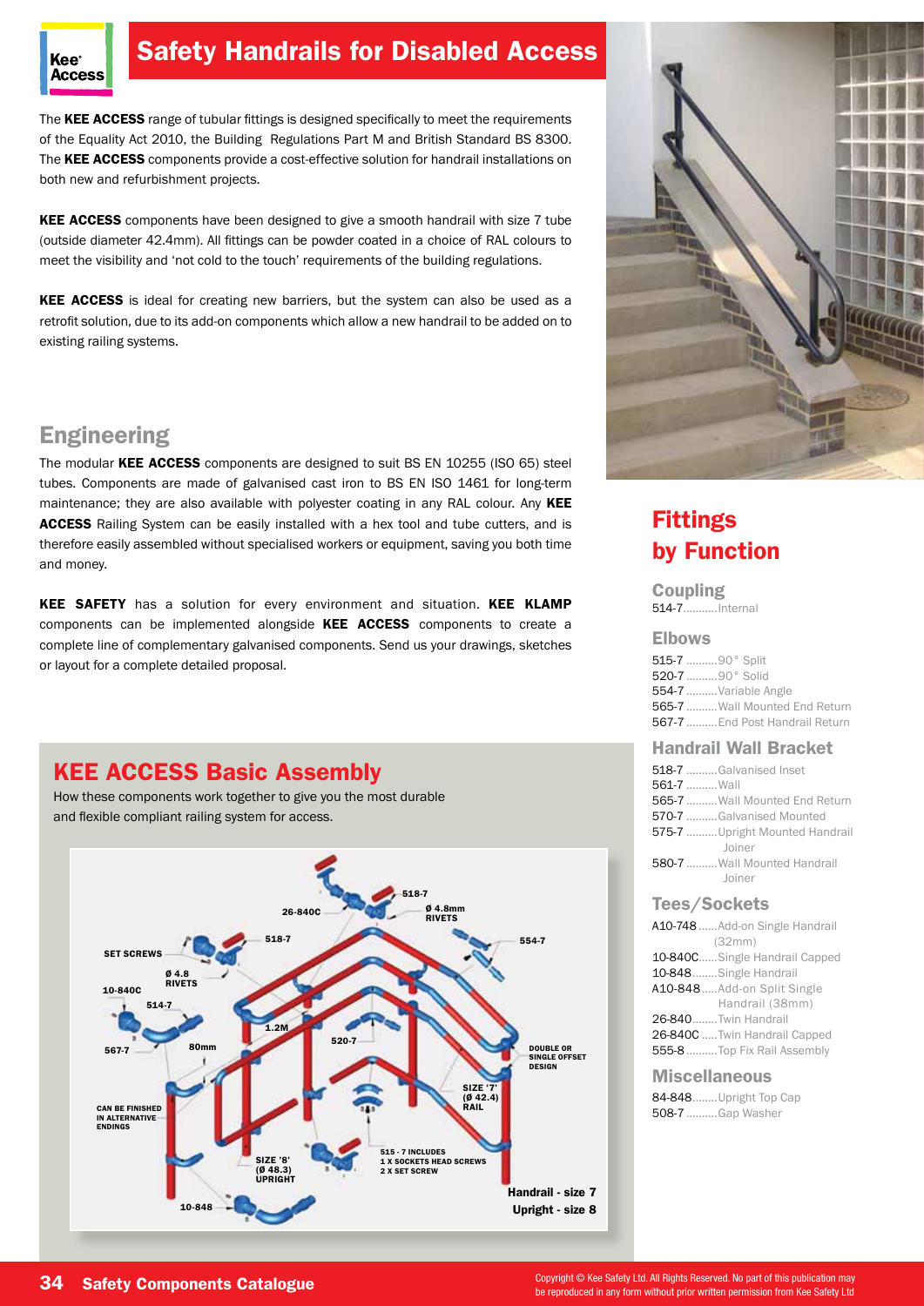# Safety Handrails for Disabled Access

The **KEE ACCESS** range of tubular fittings is designed specifically to meet the requirements of the Equality Act 2010, the Building Regulations Part M and British Standard BS 8300. The **KEE ACCESS** components provide a cost-effective solution for handrail installations on both new and refurbishment projects.

**KEE ACCESS** components have been designed to give a smooth handrail with size 7 tube (outside diameter 42.4mm). All fittings can be powder coated in a choice of RAL colours to meet the visibility and 'not cold to the touch' requirements of the building regulations.

**KEE ACCESS** is ideal for creating new barriers, but the system can also be used as a retrofit solution, due to its add-on components which allow a new handrail to be added on to existing railing systems.

## Engineering

The modular **KEE ACCESS** components are designed to suit BS EN 10255 (ISO 65) steel tubes. Components are made of galvanised cast iron to BS EN ISO 1461 for long-term maintenance; they are also available with polyester coating in any RAL colour. Any **KEE ACCESS** Railing System can be easily installed with a hex tool and tube cutters, and is therefore easily assembled without specialised workers or equipment, saving you both time and money.

**KEE SAFETY** has a solution for every environment and situation. **KEE KLAMP** components can be implemented alongside **KEE ACCESS** components to create a complete line of complementary galvanised components. Send us your drawings, sketches or layout for a complete detailed proposal.

## KEE ACCESS Basic Assembly

How these components work together to give you the most durable and flexible compliant railing system for access.

## Fittings by Function

### Coupling

514-7 ........ Internal

### Elbows

515-7 ........ 90° Split
520-7 ........ 90° Solid
554-7 ........ Variable Angle
565-7 ........ Wall Mounted End Return
567-7 ........ End Post Handrail Return

### Handrail Wall Bracket

518-7 ........ Galvanised Inset
561-7 ........ Wall
565-7 ........ Wall Mounted End Return
570-7 ........ Galvanised Mounted
575-7 ........ Upright Mounted Handrail Joiner
580-7 ........ Wall Mounted Handrail Joiner

### Tees/Sockets

A10-748 ...... Add-on Single Handrail (32mm)
10-840C ...... Single Handrail Capped
10-848 ........ Single Handrail
A10-848 ...... Add-on Split Single Handrail (38mm)
26-840 ........ Twin Handrail
26-840C ...... Twin Handrail Capped
555-8 ........ Top Fix Rail Assembly

### Miscellaneous

84-848 ........ Upright Top Cap
508-7 ........ Gap Washer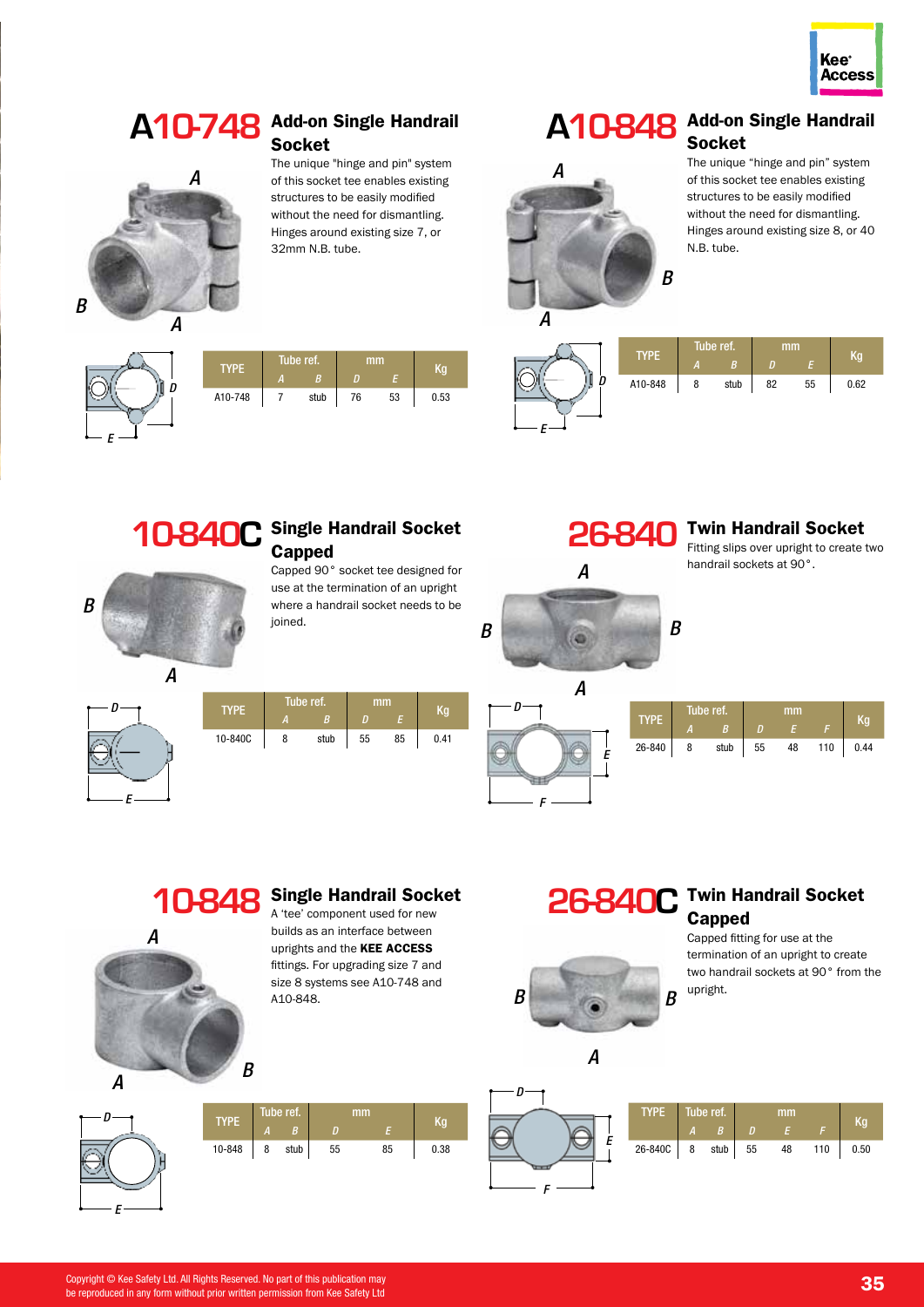## A10-748 Add-on Single Handrail Socket

The unique "hinge and pin" system of this socket tee enables existing structures to be easily modified without the need for dismantling. Hinges around existing size 7, or 32mm N.B. tube.

| TYPE | Tube ref. | | mm | | Kg |
|---|---|---|---|---|---|
| | A | B | D | E | |
| A10-748 | 7 | stub | 76 | 53 | 0.53 |

## A10-848 Add-on Single Handrail Socket

The unique "hinge and pin" system of this socket tee enables existing structures to be easily modified without the need for dismantling. Hinges around existing size 8, or 40 N.B. tube.

| TYPE | Tube ref. | | mm | | Kg |
|---|---|---|---|---|---|
| | A | B | D | E | |
| A10-848 | 8 | stub | 82 | 55 | 0.62 |

## 10-840C Single Handrail Socket Capped

Capped 90° socket tee designed for use at the termination of an upright where a handrail socket needs to be joined.

| TYPE | Tube ref. | | mm | | Kg |
|---|---|---|---|---|---|
| | A | B | D | E | |
| 10-840C | 8 | stub | 55 | 85 | 0.41 |

## 26-840 Twin Handrail Socket

Fitting slips over upright to create two handrail sockets at 90°.

| TYPE | Tube ref. | | mm | | | Kg |
|---|---|---|---|---|---|---|
| | A | B | D | E | F | |
| 26-840 | 8 | stub | 55 | 48 | 110 | 0.44 |

## 10-848 Single Handrail Socket

A 'tee' component used for new builds as an interface between uprights and the **KEE ACCESS** fittings. For upgrading size 7 and size 8 systems see A10-748 and A10-848.

| TYPE | Tube ref. | | mm | | Kg |
|---|---|---|---|---|---|
| | A | B | D | E | |
| 10-848 | 8 | stub | 55 | 85 | 0.38 |

## 26-840C Twin Handrail Socket Capped

Capped fitting for use at the termination of an upright to create two handrail sockets at 90° from the upright.

| TYPE | Tube ref. | | mm | | | Kg |
|---|---|---|---|---|---|---|
| | A | B | D | E | F | |
| 26-840C | 8 | stub | 55 | 48 | 110 | 0.50 |

Copyright © Kee Safety Ltd. All Rights Reserved. No part of this publication may be reproduced in any form without prior written permission from Kee Safety Ltd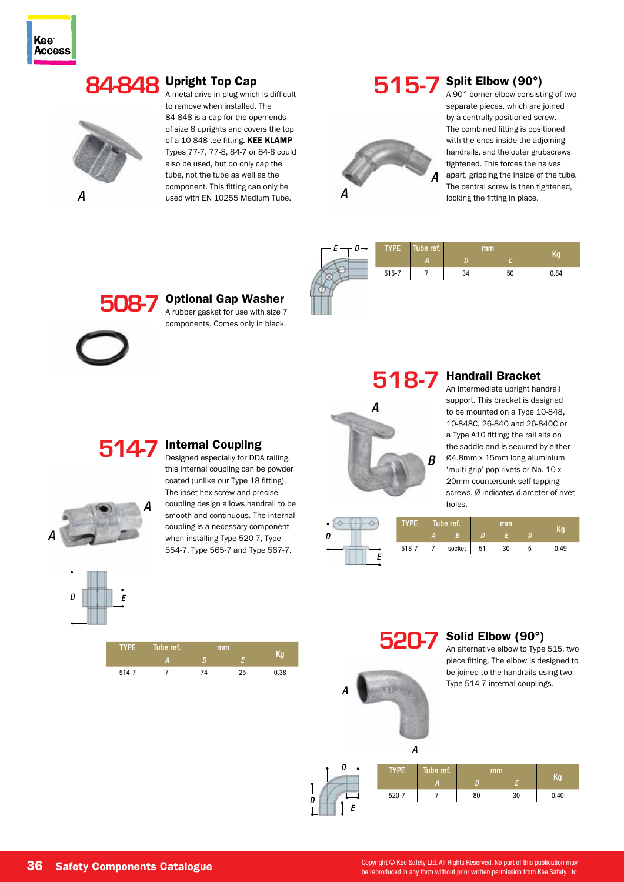## 84-848 Upright Top Cap

A metal drive-in plug which is difficult to remove when installed. The 84-848 is a cap for the open ends of size 8 uprights and covers the top of a 10-848 tee fitting. **KEE KLAMP** Types 77-7, 77-8, 84-7 or 84-8 could also be used, but do only cap the tube, not the tube as well as the component. This fitting can only be used with EN 10255 Medium Tube.

## 515-7 Split Elbow (90°)

A 90° corner elbow consisting of two separate pieces, which are joined by a centrally positioned screw. The combined fitting is positioned with the ends inside the adjoining handrails, and the outer grubscrews tightened. This forces the halves apart, gripping the inside of the tube. The central screw is then tightened, locking the fitting in place.

| TYPE | Tube ref. | mm | | Kg |
|---|---|---|---|---|
| | A | D | E | |
| 515-7 | 7 | 34 | 50 | 0.84 |

## 508-7 Optional Gap Washer

A rubber gasket for use with size 7 components. Comes only in black.

## 518-7 Handrail Bracket

An intermediate upright handrail support. This bracket is designed to be mounted on a Type 10-848, 10-848C, 26-840 and 26-840C or a Type A10 fitting; the rail sits on the saddle and is secured by either Ø4.8mm x 15mm long aluminium 'multi-grip' pop rivets or No. 10 x 20mm countersunk self-tapping screws. Ø indicates diameter of rivet holes.

| TYPE | Tube ref. | | mm | | | Kg |
|---|---|---|---|---|---|---|
| | A | B | D | E | Ø | |
| 518-7 | 7 | socket | 51 | 30 | 5 | 0.49 |

## 514-7 Internal Coupling

Designed especially for DDA railing, this internal coupling can be powder coated (unlike our Type 18 fitting). The inset hex screw and precise coupling design allows handrail to be smooth and continuous. The internal coupling is a necessary component when installing Type 520-7, Type 554-7, Type 565-7 and Type 567-7.

| TYPE | Tube ref. | mm | | Kg |
|---|---|---|---|---|
| | A | D | E | |
| 514-7 | 7 | 74 | 25 | 0.38 |

## 520-7 Solid Elbow (90°)

An alternative elbow to Type 515, two piece fitting. The elbow is designed to be joined to the handrails using two Type 514-7 internal couplings.

| TYPE | Tube ref. | mm | | Kg |
|---|---|---|---|---|
| | A | D | E | |
| 520-7 | 7 | 80 | 30 | 0.40 |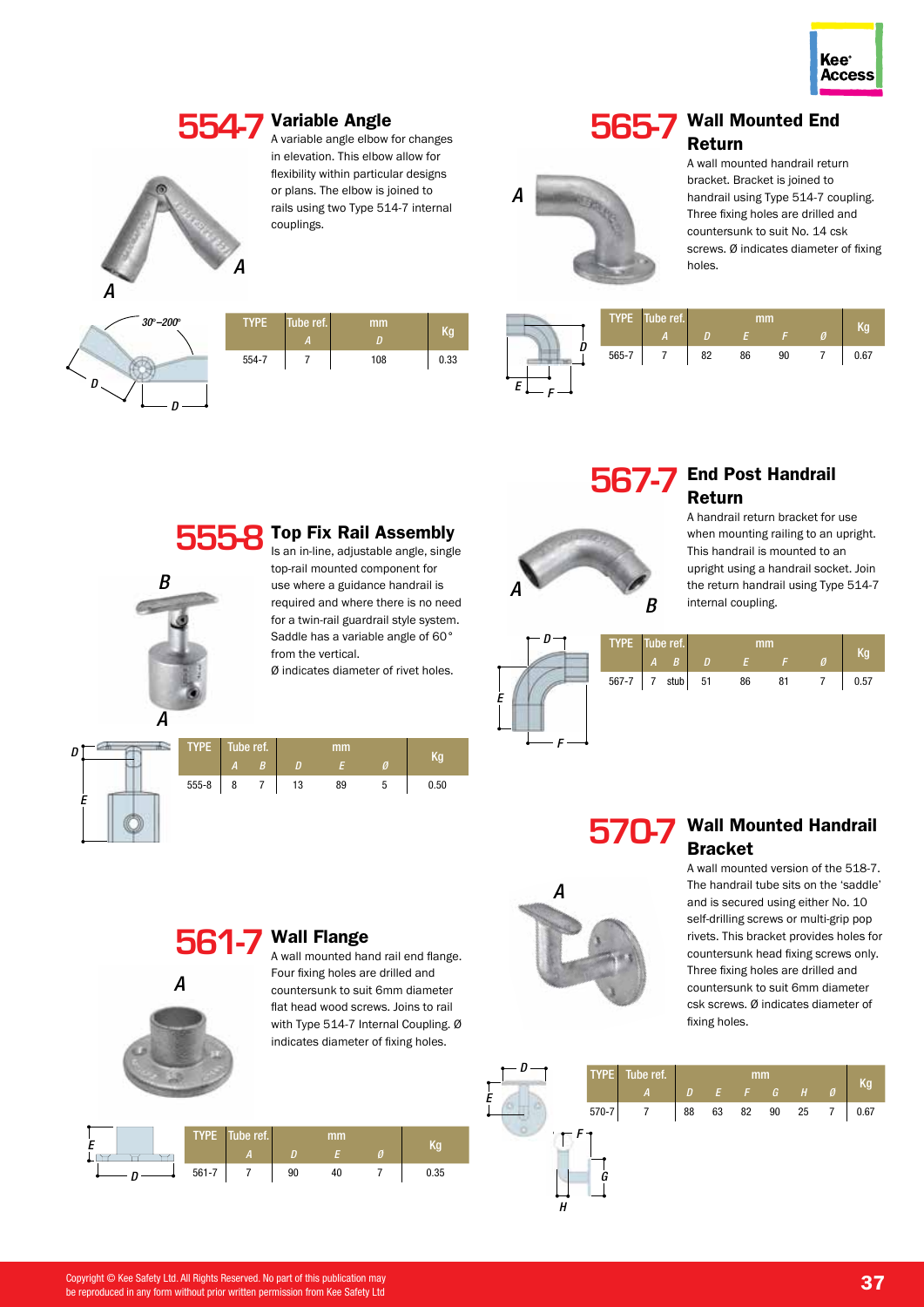## 554-7 Variable Angle

A variable angle elbow for changes in elevation. This elbow allow for flexibility within particular designs or plans. The elbow is joined to rails using two Type 514-7 internal couplings.

| TYPE | Tube ref. A | mm D | Kg |
|---|---|---|---|
| 554-7 | 7 | 108 | 0.33 |

## 565-7 Wall Mounted End Return

A wall mounted handrail return bracket. Bracket is joined to handrail using Type 514-7 coupling. Three fixing holes are drilled and countersunk to suit No. 14 csk screws. Ø indicates diameter of fixing holes.

| TYPE | Tube ref. A | mm D | E | F | Ø | Kg |
|---|---|---|---|---|---|---|
| 565-7 | 7 | 82 | 86 | 90 | 7 | 0.67 |

## 567-7 End Post Handrail Return

A handrail return bracket for use when mounting railing to an upright. This handrail is mounted to an upright using a handrail socket. Join the return handrail using Type 514-7 internal coupling.

| TYPE | Tube ref. A | B | mm D | E | F | Ø | Kg |
|---|---|---|---|---|---|---|---|
| 567-7 | 7 | stub | 51 | 86 | 81 | 7 | 0.57 |

## 555-8 Top Fix Rail Assembly

Is an in-line, adjustable angle, single top-rail mounted component for use where a guidance handrail is required and where there is no need for a twin-rail guardrail style system. Saddle has a variable angle of 60° from the vertical.

Ø indicates diameter of rivet holes.

| TYPE | Tube ref. A | B | mm D | E | Ø | Kg |
|---|---|---|---|---|---|---|
| 555-8 | 8 | 7 | 13 | 89 | 5 | 0.50 |

## 570-7 Wall Mounted Handrail Bracket

A wall mounted version of the 518-7. The handrail tube sits on the 'saddle' and is secured using either No. 10 self-drilling screws or multi-grip pop rivets. This bracket provides holes for countersunk head fixing screws only. Three fixing holes are drilled and countersunk to suit 6mm diameter csk screws. Ø indicates diameter of fixing holes.

| TYPE | Tube ref. A | mm D | E | F | G | H | Ø | Kg |
|---|---|---|---|---|---|---|---|---|
| 570-7 | 7 | 88 | 63 | 82 | 90 | 25 | 7 | 0.67 |

## 561-7 Wall Flange

A wall mounted hand rail end flange. Four fixing holes are drilled and countersunk to suit 6mm diameter flat head wood screws. Joins to rail with Type 514-7 Internal Coupling. Ø indicates diameter of fixing holes.

| TYPE | Tube ref. A | mm D | E | Ø | Kg |
|---|---|---|---|---|---|
| 561-7 | 7 | 90 | 40 | 7 | 0.35 |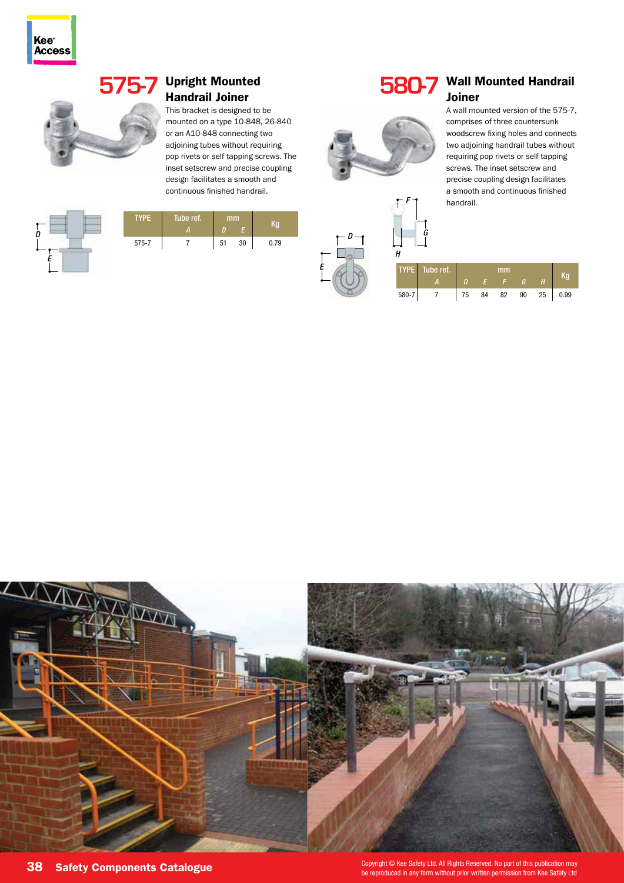## 575-7 Upright Mounted Handrail Joiner

This bracket is designed to be mounted on a type 10-848, 26-840 or an A10-848 connecting two adjoining tubes without requiring pop rivets or self tapping screws. The inset setscrew and precise coupling design facilitates a smooth and continuous finished handrail.

| TYPE | Tube ref. | mm | | Kg |
|---|---|---|---|---|
| | A | D | E | |
| 575-7 | 7 | 51 | 30 | 0.79 |

## 580-7 Wall Mounted Handrail Joiner

A wall mounted version of the 575-7, comprises of three countersunk woodscrew fixing holes and connects two adjoining handrail tubes without requiring pop rivets or self tapping screws. The inset setscrew and precise coupling design facilitates a smooth and continuous finished handrail.

| TYPE | Tube ref. | mm | | | | | Kg |
|---|---|---|---|---|---|---|---|
| | A | D | E | F | G | H | |
| 580-7 | 7 | 75 | 84 | 82 | 90 | 25 | 0.99 |